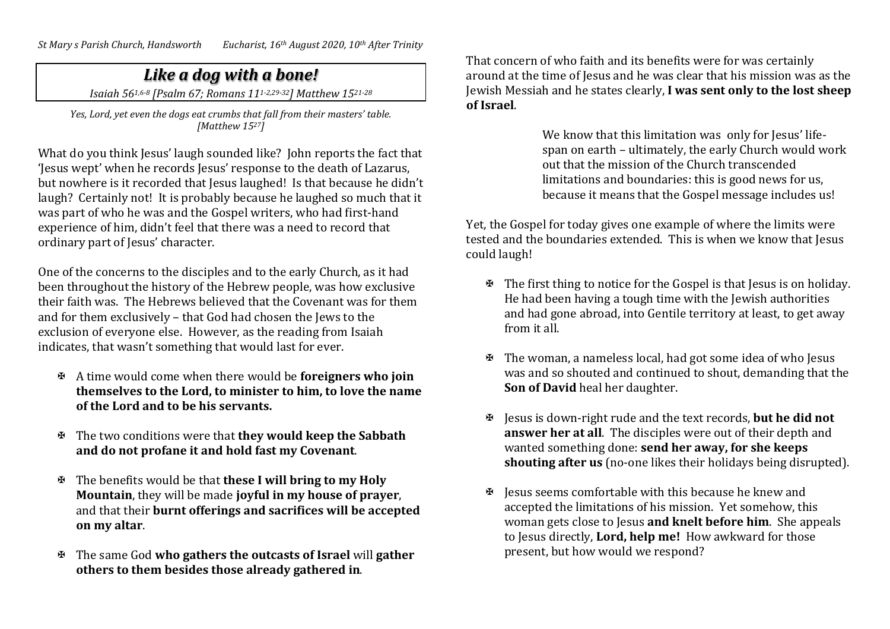St Mary s Parish Church, Handsworth Eucharist, 16th August 2020, 10th After Trinity

# *Like a dog with a bone!*

*Isaiah 56[1,6-8] [Psalm 67; Romans 11[1-2,29-32]] Matthew 15[21-28]*

*Yes, Lord, yet even the dogs eat crumbs that fall from their masters' table. [Matthew 15[27]]*

What do you think Jesus' laugh sounded like? John reports the fact that 'Jesus wept' when he records Jesus' response to the death of Lazarus, but nowhere is it recorded that Jesus laughed! Is that because he didn't laugh? Certainly not! It is probably because he laughed so much that it was part of who he was and the Gospel writers, who had first-hand experience of him, didn't feel that there was a need to record that ordinary part of Jesus' character.

One of the concerns to the disciples and to the early Church, as it had been throughout the history of the Hebrew people, was how exclusive their faith was. The Hebrews believed that the Covenant was for them and for them exclusively – that God had chosen the Jews to the exclusion of everyone else. However, as the reading from Isaiah indicates, that wasn't something that would last for ever.

- A time would come when there would be **foreigners who join themselves to the Lord, to minister to him, to love the name of the Lord and to be his servants.**
- The two conditions were that **they would keep the Sabbath and do not profane it and hold fast my Covenant**.
- The benefits would be that **these I will bring to my Holy Mountain**, they will be made **joyful in my house of prayer**, and that their **burnt offerings and sacrifices will be accepted on my altar**.
- The same God **who gathers the outcasts of Israel** will **gather others to them besides those already gathered in**.

That concern of who faith and its benefits were for was certainly around at the time of Jesus and he was clear that his mission was as the Jewish Messiah and he states clearly, **I was sent only to the lost sheep of Israel**.

> We know that this limitation was only for Jesus' life-span on earth – ultimately, the early Church would work out that the mission of the Church transcended limitations and boundaries: this is good news for us, because it means that the Gospel message includes us!

Yet, the Gospel for today gives one example of where the limits were tested and the boundaries extended. This is when we know that Jesus could laugh!

- The first thing to notice for the Gospel is that Jesus is on holiday. He had been having a tough time with the Jewish authorities and had gone abroad, into Gentile territory at least, to get away from it all.
- The woman, a nameless local, had got some idea of who Jesus was and so shouted and continued to shout, demanding that the **Son of David** heal her daughter.
- Jesus is down-right rude and the text records, **but he did not answer her at all**. The disciples were out of their depth and wanted something done: **send her away, for she keeps shouting after us** (no-one likes their holidays being disrupted).
- Jesus seems comfortable with this because he knew and accepted the limitations of his mission. Yet somehow, this woman gets close to Jesus **and knelt before him**. She appeals to Jesus directly, **Lord, help me!** How awkward for those present, but how would we respond?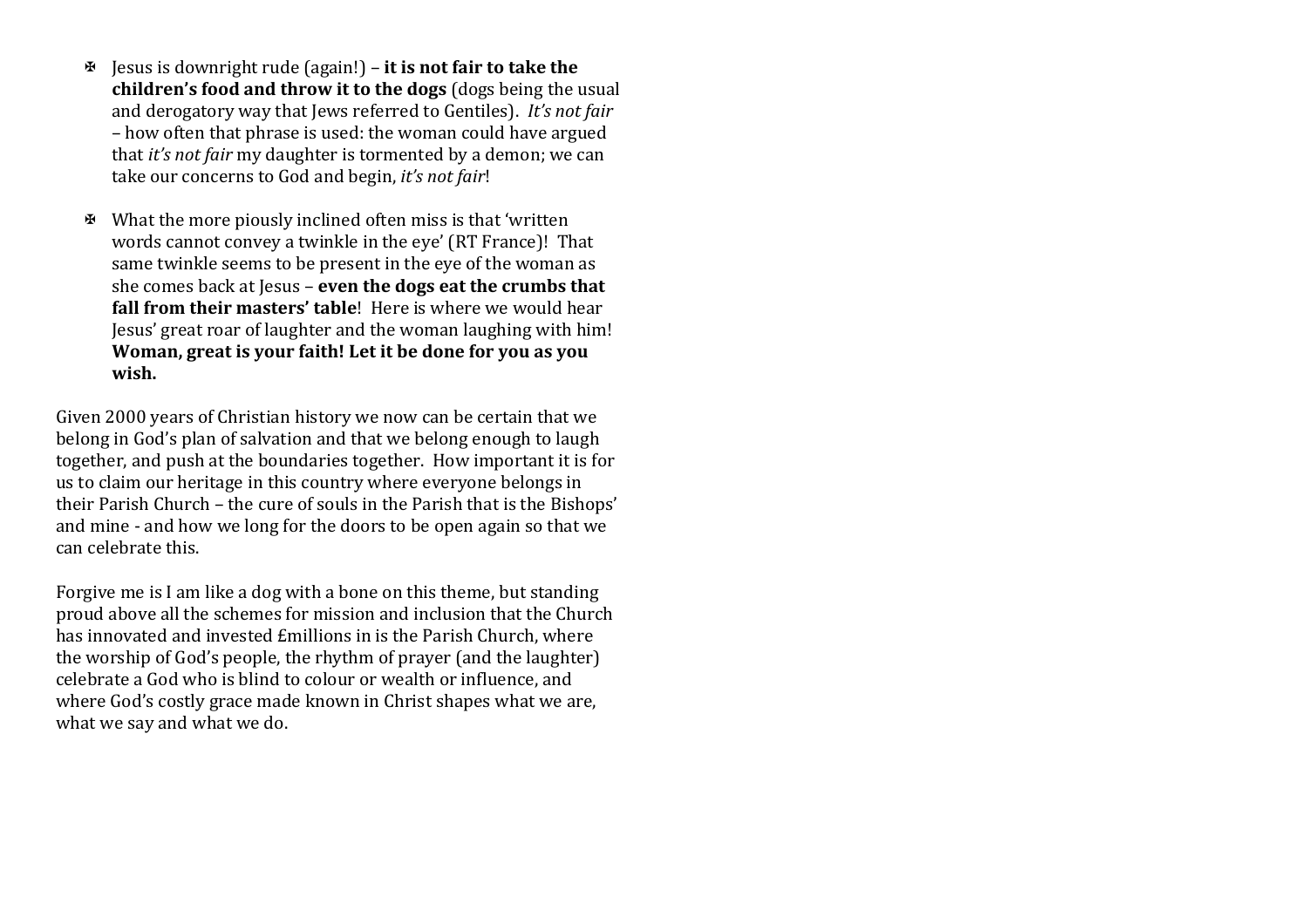- Jesus is downright rude (again!) – **it is not fair to take the children's food and throw it to the dogs** (dogs being the usual and derogatory way that Jews referred to Gentiles). *It's not fair* – how often that phrase is used: the woman could have argued that *it's not fair* my daughter is tormented by a demon; we can take our concerns to God and begin, *it's not fair*!

- What the more piously inclined often miss is that 'written words cannot convey a twinkle in the eye' (RT France)! That same twinkle seems to be present in the eye of the woman as she comes back at Jesus – **even the dogs eat the crumbs that fall from their masters' table**! Here is where we would hear Jesus' great roar of laughter and the woman laughing with him! **Woman, great is your faith! Let it be done for you as you wish.**

Given 2000 years of Christian history we now can be certain that we belong in God's plan of salvation and that we belong enough to laugh together, and push at the boundaries together. How important it is for us to claim our heritage in this country where everyone belongs in their Parish Church – the cure of souls in the Parish that is the Bishops' and mine - and how we long for the doors to be open again so that we can celebrate this.

Forgive me is I am like a dog with a bone on this theme, but standing proud above all the schemes for mission and inclusion that the Church has innovated and invested £millions in is the Parish Church, where the worship of God's people, the rhythm of prayer (and the laughter) celebrate a God who is blind to colour or wealth or influence, and where God's costly grace made known in Christ shapes what we are, what we say and what we do.